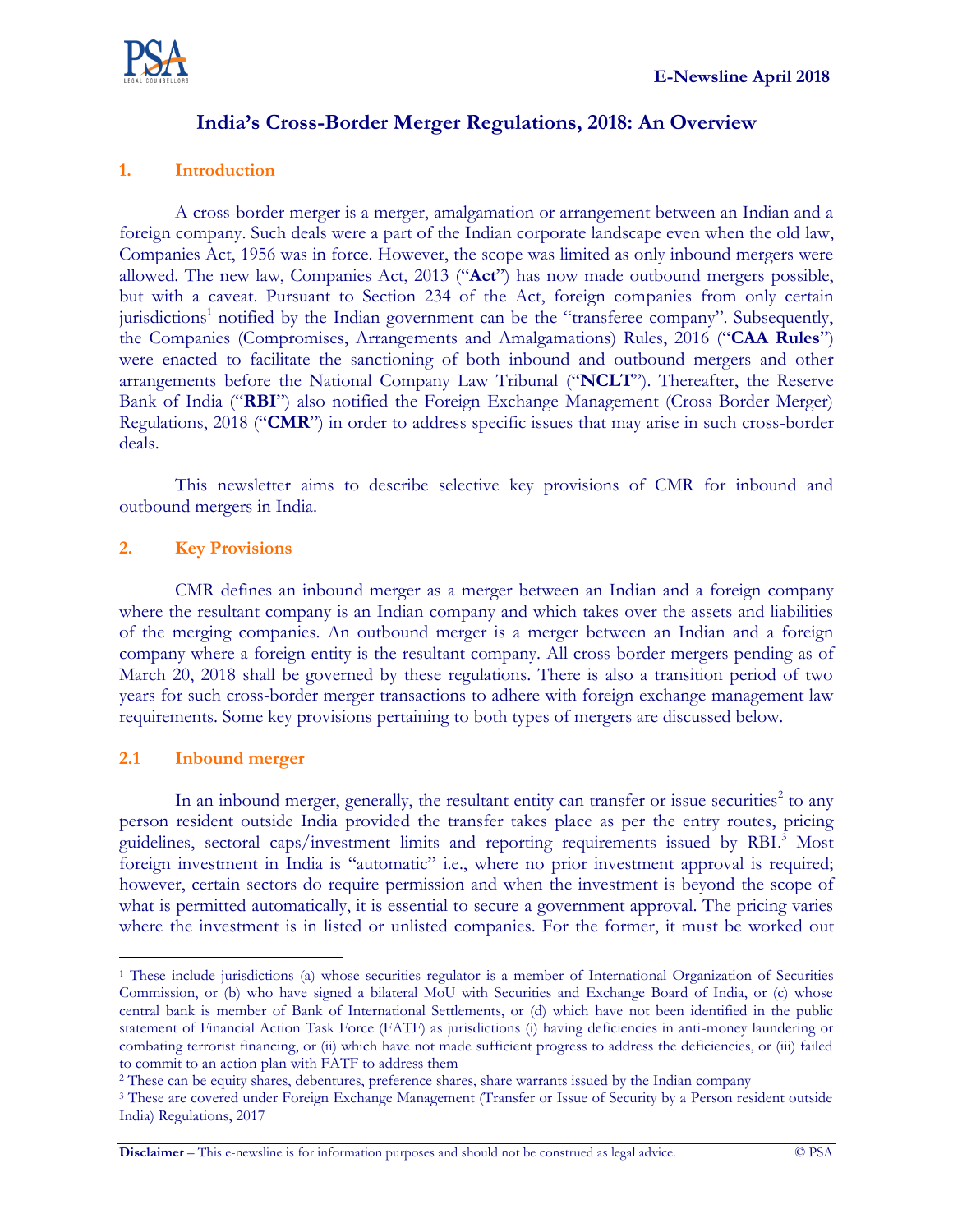# India's Cross-Border Merger Regulations, 2018: An Overview

## 1. Introduction

A cross-border merger is a merger, amalgamation or arrangement between an Indian and a foreign company. Such deals were a part of the Indian corporate landscape even when the old law, Companies Act, 1956 was in force. However, the scope was limited as only inbound mergers were allowed. The new law, Companies Act, 2013 ("**Act**") has now made outbound mergers possible, but with a caveat. Pursuant to Section 234 of the Act, foreign companies from only certain jurisdictions[1] notified by the Indian government can be the "transferee company". Subsequently, the Companies (Compromises, Arrangements and Amalgamations) Rules, 2016 ("**CAA Rules**") were enacted to facilitate the sanctioning of both inbound and outbound mergers and other arrangements before the National Company Law Tribunal ("**NCLT**"). Thereafter, the Reserve Bank of India ("**RBI**") also notified the Foreign Exchange Management (Cross Border Merger) Regulations, 2018 ("**CMR**") in order to address specific issues that may arise in such cross-border deals.

This newsletter aims to describe selective key provisions of CMR for inbound and outbound mergers in India.

## 2. Key Provisions

CMR defines an inbound merger as a merger between an Indian and a foreign company where the resultant company is an Indian company and which takes over the assets and liabilities of the merging companies. An outbound merger is a merger between an Indian and a foreign company where a foreign entity is the resultant company. All cross-border mergers pending as of March 20, 2018 shall be governed by these regulations. There is also a transition period of two years for such cross-border merger transactions to adhere with foreign exchange management law requirements. Some key provisions pertaining to both types of mergers are discussed below.

### 2.1 Inbound merger

In an inbound merger, generally, the resultant entity can transfer or issue securities[2] to any person resident outside India provided the transfer takes place as per the entry routes, pricing guidelines, sectoral caps/investment limits and reporting requirements issued by RBI.[3] Most foreign investment in India is "automatic" i.e., where no prior investment approval is required; however, certain sectors do require permission and when the investment is beyond the scope of what is permitted automatically, it is essential to secure a government approval. The pricing varies where the investment is in listed or unlisted companies. For the former, it must be worked out

---

[1] These include jurisdictions (a) whose securities regulator is a member of International Organization of Securities Commission, or (b) who have signed a bilateral MoU with Securities and Exchange Board of India, or (c) whose central bank is member of Bank of International Settlements, or (d) which have not been identified in the public statement of Financial Action Task Force (FATF) as jurisdictions (i) having deficiencies in anti-money laundering or combating terrorist financing, or (ii) which have not made sufficient progress to address the deficiencies, or (iii) failed to commit to an action plan with FATF to address them

[2] These can be equity shares, debentures, preference shares, share warrants issued by the Indian company

[3] These are covered under Foreign Exchange Management (Transfer or Issue of Security by a Person resident outside India) Regulations, 2017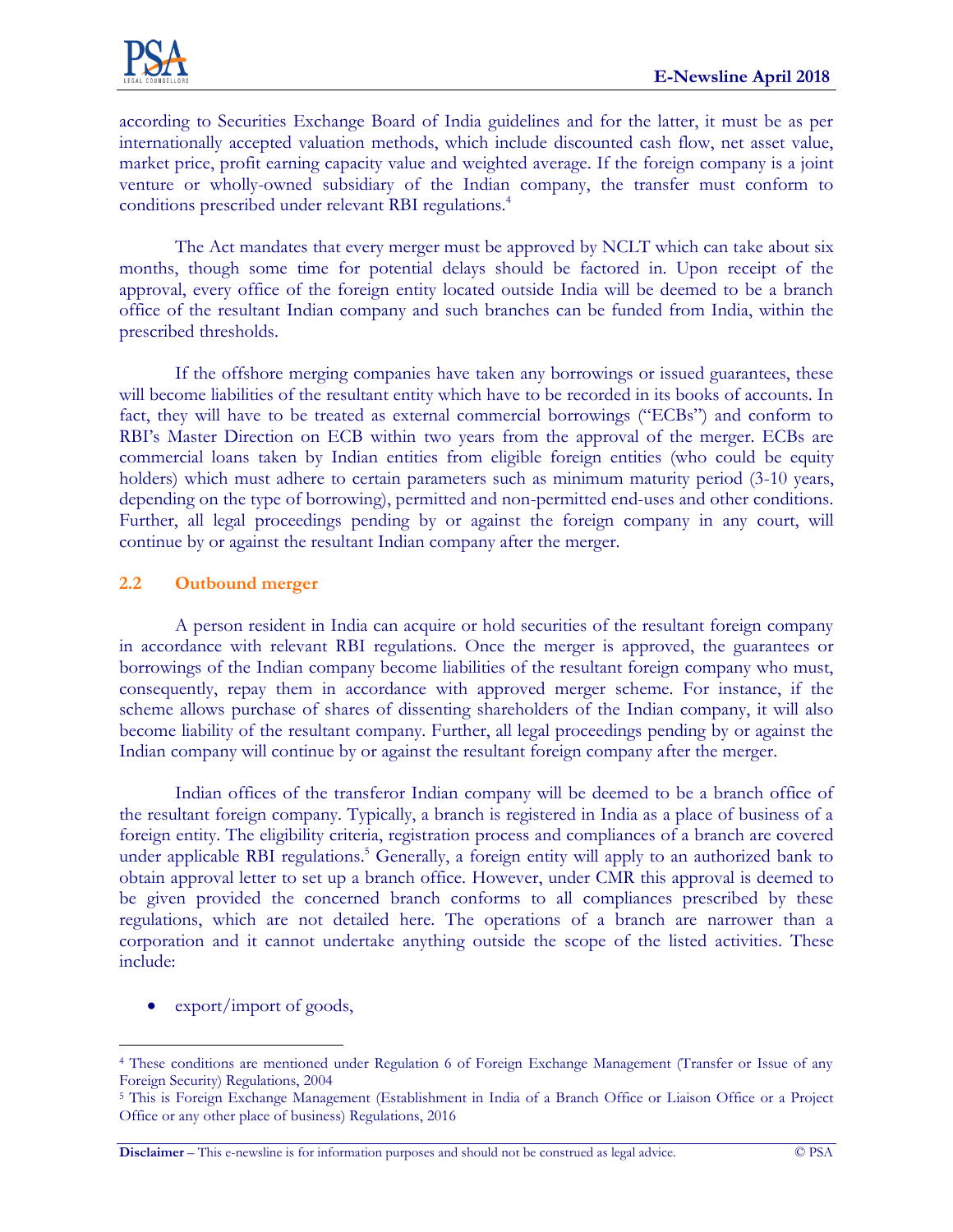according to Securities Exchange Board of India guidelines and for the latter, it must be as per internationally accepted valuation methods, which include discounted cash flow, net asset value, market price, profit earning capacity value and weighted average. If the foreign company is a joint venture or wholly-owned subsidiary of the Indian company, the transfer must conform to conditions prescribed under relevant RBI regulations.[4]

The Act mandates that every merger must be approved by NCLT which can take about six months, though some time for potential delays should be factored in. Upon receipt of the approval, every office of the foreign entity located outside India will be deemed to be a branch office of the resultant Indian company and such branches can be funded from India, within the prescribed thresholds.

If the offshore merging companies have taken any borrowings or issued guarantees, these will become liabilities of the resultant entity which have to be recorded in its books of accounts. In fact, they will have to be treated as external commercial borrowings ("ECBs") and conform to RBI's Master Direction on ECB within two years from the approval of the merger. ECBs are commercial loans taken by Indian entities from eligible foreign entities (who could be equity holders) which must adhere to certain parameters such as minimum maturity period (3-10 years, depending on the type of borrowing), permitted and non-permitted end-uses and other conditions. Further, all legal proceedings pending by or against the foreign company in any court, will continue by or against the resultant Indian company after the merger.

## 2.2 Outbound merger

A person resident in India can acquire or hold securities of the resultant foreign company in accordance with relevant RBI regulations. Once the merger is approved, the guarantees or borrowings of the Indian company become liabilities of the resultant foreign company who must, consequently, repay them in accordance with approved merger scheme. For instance, if the scheme allows purchase of shares of dissenting shareholders of the Indian company, it will also become liability of the resultant company. Further, all legal proceedings pending by or against the Indian company will continue by or against the resultant foreign company after the merger.

Indian offices of the transferor Indian company will be deemed to be a branch office of the resultant foreign company. Typically, a branch is registered in India as a place of business of a foreign entity. The eligibility criteria, registration process and compliances of a branch are covered under applicable RBI regulations.[5] Generally, a foreign entity will apply to an authorized bank to obtain approval letter to set up a branch office. However, under CMR this approval is deemed to be given provided the concerned branch conforms to all compliances prescribed by these regulations, which are not detailed here. The operations of a branch are narrower than a corporation and it cannot undertake anything outside the scope of the listed activities. These include:

- export/import of goods,

---

[4] These conditions are mentioned under Regulation 6 of Foreign Exchange Management (Transfer or Issue of any Foreign Security) Regulations, 2004

[5] This is Foreign Exchange Management (Establishment in India of a Branch Office or Liaison Office or a Project Office or any other place of business) Regulations, 2016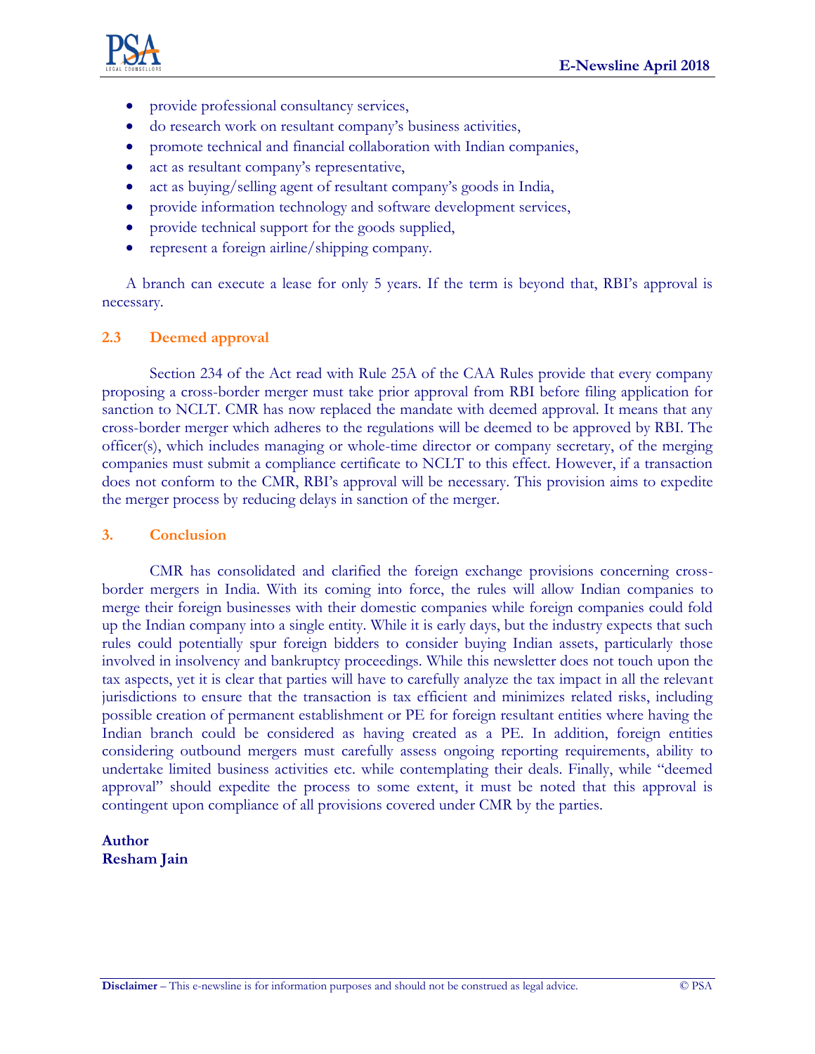- provide professional consultancy services,
- do research work on resultant company's business activities,
- promote technical and financial collaboration with Indian companies,
- act as resultant company's representative,
- act as buying/selling agent of resultant company's goods in India,
- provide information technology and software development services,
- provide technical support for the goods supplied,
- represent a foreign airline/shipping company.

A branch can execute a lease for only 5 years. If the term is beyond that, RBI's approval is necessary.

### 2.3 Deemed approval

Section 234 of the Act read with Rule 25A of the CAA Rules provide that every company proposing a cross-border merger must take prior approval from RBI before filing application for sanction to NCLT. CMR has now replaced the mandate with deemed approval. It means that any cross-border merger which adheres to the regulations will be deemed to be approved by RBI. The officer(s), which includes managing or whole-time director or company secretary, of the merging companies must submit a compliance certificate to NCLT to this effect. However, if a transaction does not conform to the CMR, RBI's approval will be necessary. This provision aims to expedite the merger process by reducing delays in sanction of the merger.

## 3. Conclusion

CMR has consolidated and clarified the foreign exchange provisions concerning cross-border mergers in India. With its coming into force, the rules will allow Indian companies to merge their foreign businesses with their domestic companies while foreign companies could fold up the Indian company into a single entity. While it is early days, but the industry expects that such rules could potentially spur foreign bidders to consider buying Indian assets, particularly those involved in insolvency and bankruptcy proceedings. While this newsletter does not touch upon the tax aspects, yet it is clear that parties will have to carefully analyze the tax impact in all the relevant jurisdictions to ensure that the transaction is tax efficient and minimizes related risks, including possible creation of permanent establishment or PE for foreign resultant entities where having the Indian branch could be considered as having created as a PE. In addition, foreign entities considering outbound mergers must carefully assess ongoing reporting requirements, ability to undertake limited business activities etc. while contemplating their deals. Finally, while "deemed approval" should expedite the process to some extent, it must be noted that this approval is contingent upon compliance of all provisions covered under CMR by the parties.

**Author**
**Resham Jain**

**Disclaimer** – This e-newsline is for information purposes and should not be construed as legal advice. © PSA